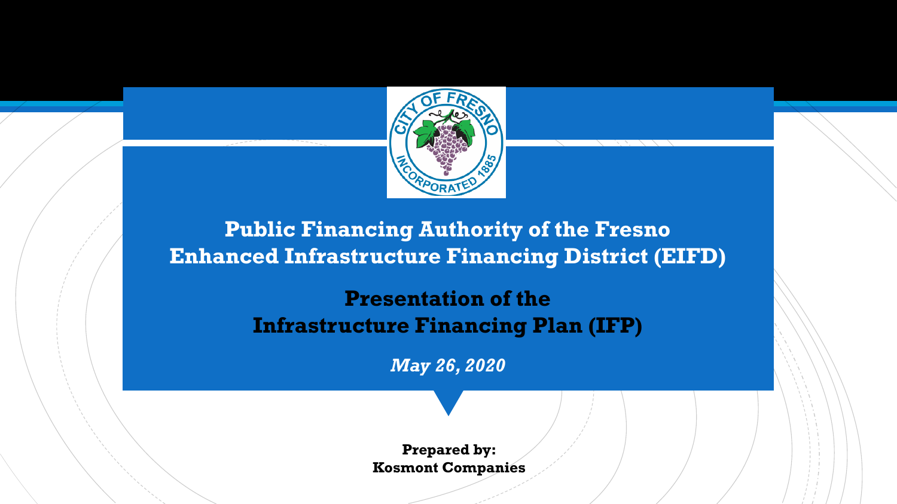# Public Financing Authority of the Fresno Enhanced Infrastructure Financing District (EIFD)

## Presentation of the Infrastructure Financing Plan (IFP)

*May 26, 2020*

**Prepared by:**
**Kosmont Companies**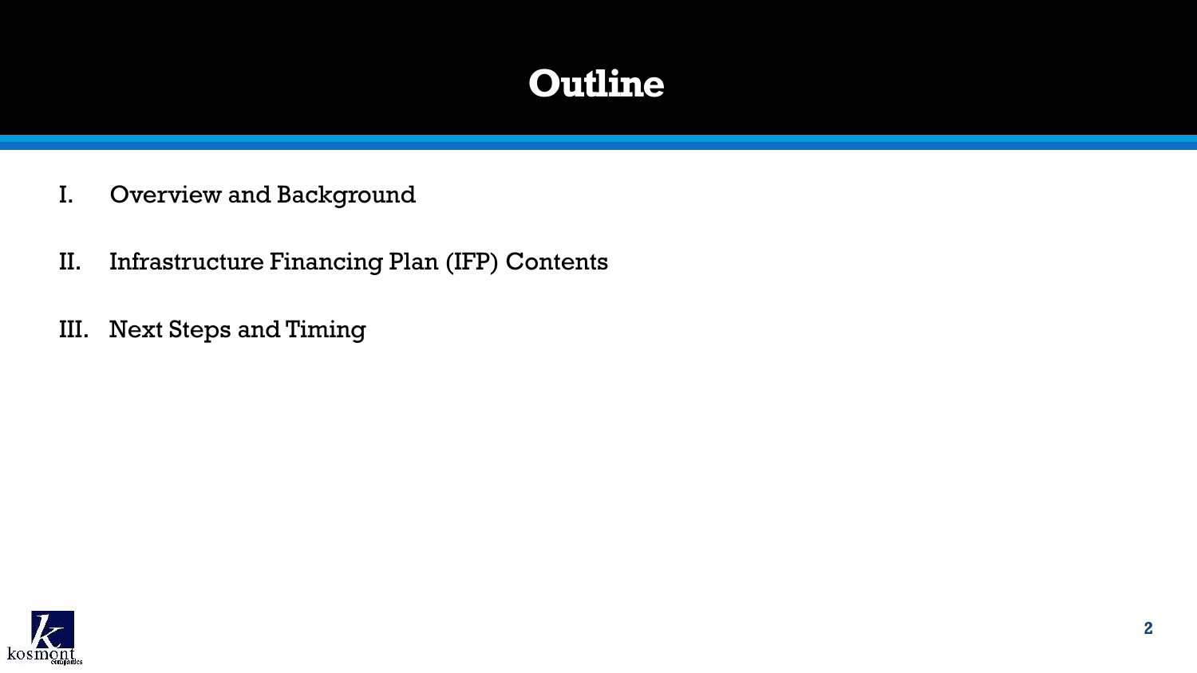# Outline

I. Overview and Background

II. Infrastructure Financing Plan (IFP) Contents

III. Next Steps and Timing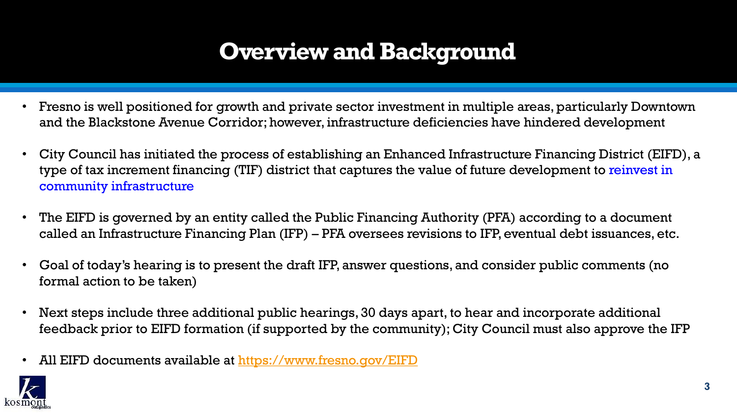# Overview and Background

- Fresno is well positioned for growth and private sector investment in multiple areas, particularly Downtown and the Blackstone Avenue Corridor; however, infrastructure deficiencies have hindered development
- City Council has initiated the process of establishing an Enhanced Infrastructure Financing District (EIFD), a type of tax increment financing (TIF) district that captures the value of future development to reinvest in community infrastructure
- The EIFD is governed by an entity called the Public Financing Authority (PFA) according to a document called an Infrastructure Financing Plan (IFP) – PFA oversees revisions to IFP, eventual debt issuances, etc.
- Goal of today's hearing is to present the draft IFP, answer questions, and consider public comments (no formal action to be taken)
- Next steps include three additional public hearings, 30 days apart, to hear and incorporate additional feedback prior to EIFD formation (if supported by the community); City Council must also approve the IFP
- All EIFD documents available at [https://www.fresno.gov/EIFD](https://www.fresno.gov/EIFD)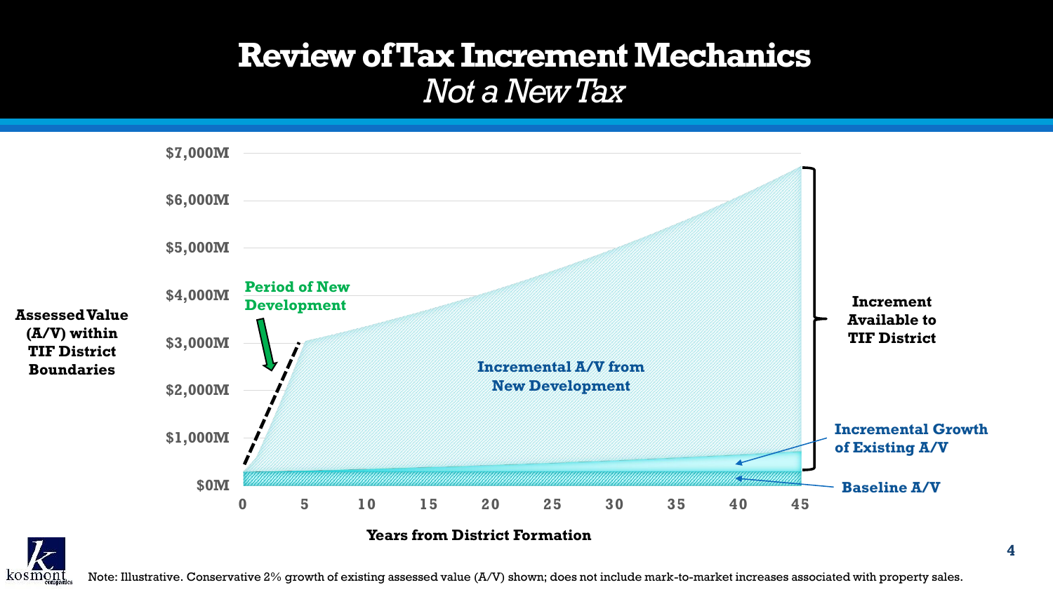# Review of Tax Increment Mechanics

*Not a New Tax*

**Assessed Value (A/V) within TIF District Boundaries**

$7,000M
$6,000M
$5,000M
$4,000M
$3,000M
$2,000M
$1,000M
$0M

0 5 10 15 20 25 30 35 40 45

**Years from District Formation**

**Period of New Development**

**Incremental A/V from New Development**

**Increment Available to TIF District**

**Incremental Growth of Existing A/V**

**Baseline A/V**

Note: Illustrative. Conservative 2% growth of existing assessed value (A/V) shown; does not include mark-to-market increases associated with property sales.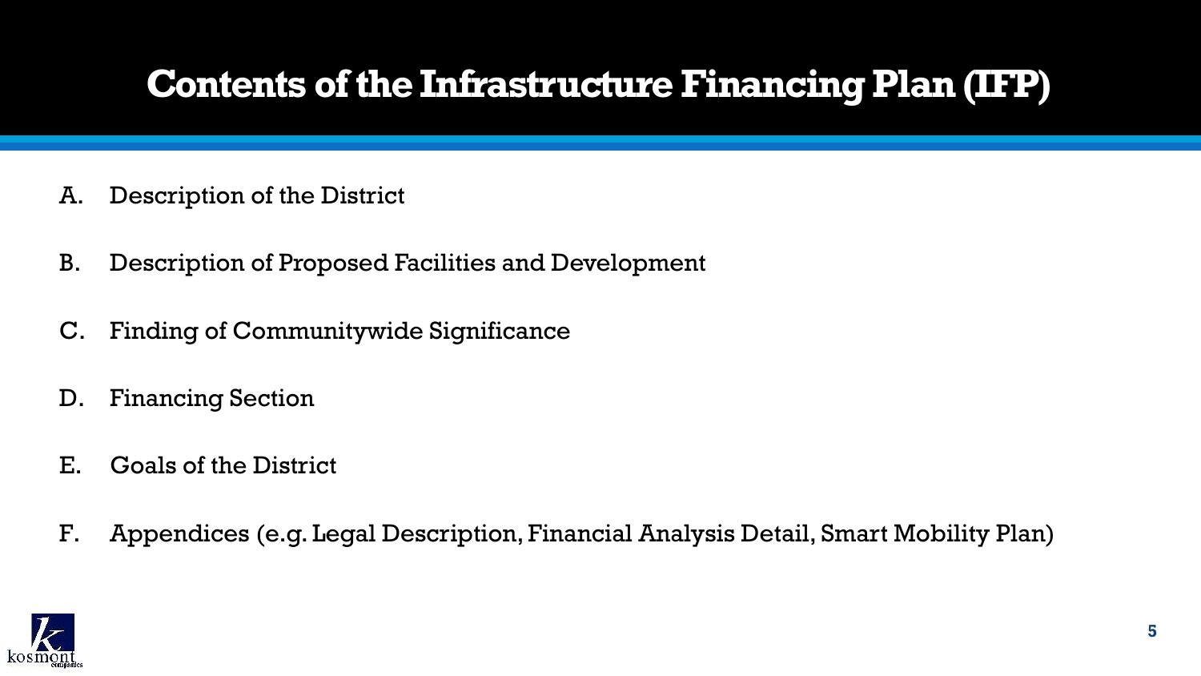# Contents of the Infrastructure Financing Plan (IFP)

A. Description of the District

B. Description of Proposed Facilities and Development

C. Finding of Communitywide Significance

D. Financing Section

E. Goals of the District

F. Appendices (e.g. Legal Description, Financial Analysis Detail, Smart Mobility Plan)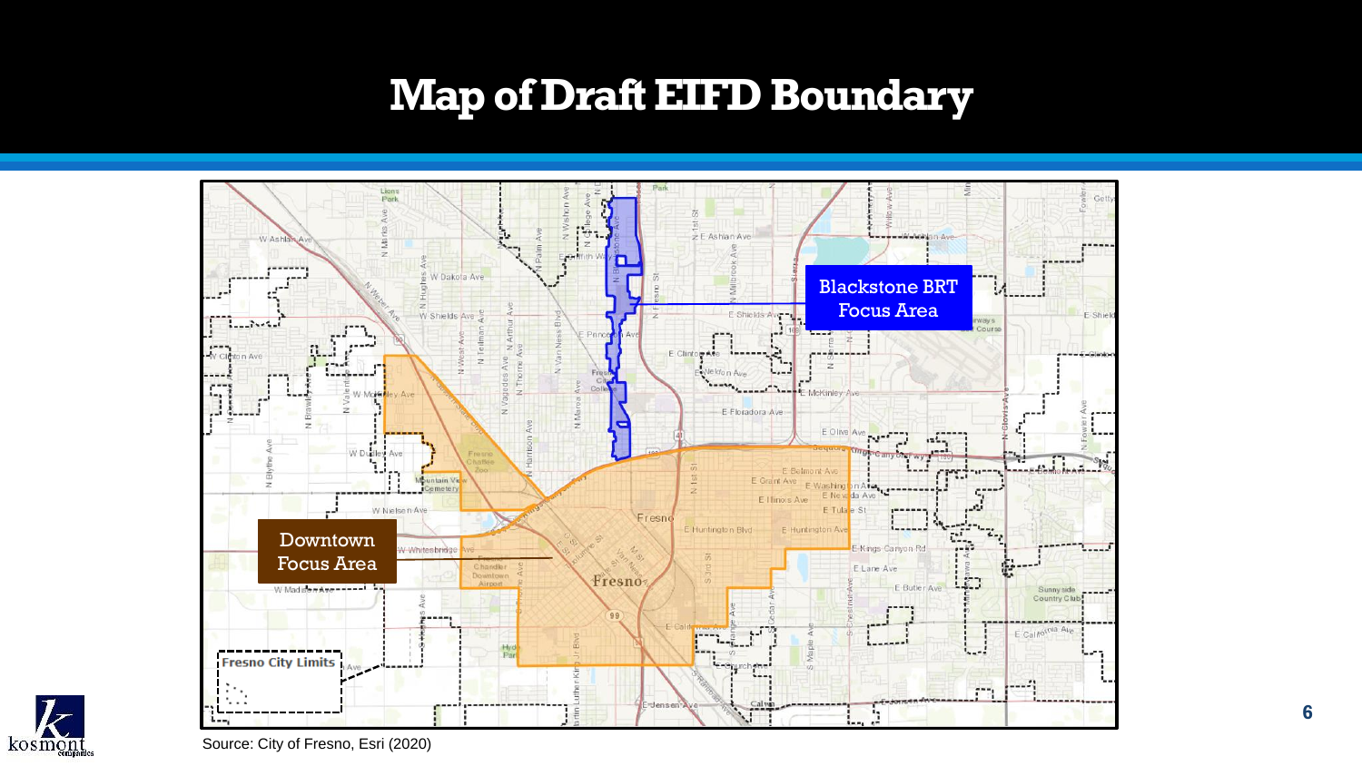# Map of Draft EIFD Boundary

Blackstone BRT Focus Area

Downtown Focus Area

Fresno City Limits

Source: City of Fresno, Esri (2020)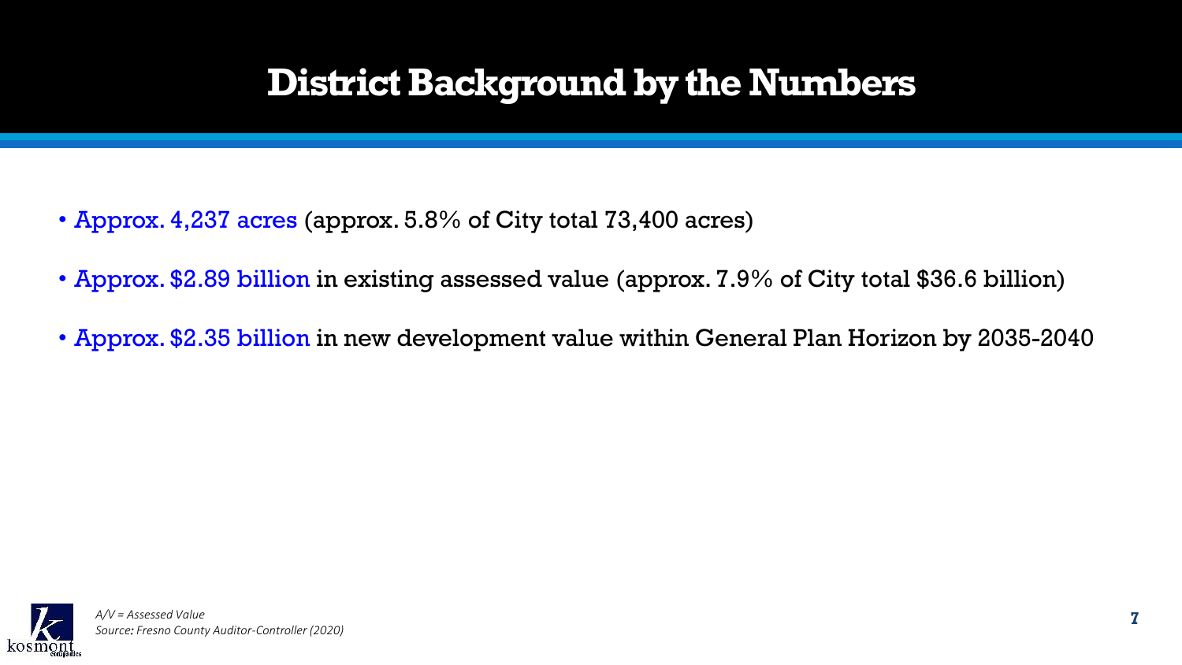# District Background by the Numbers

- Approx. 4,237 acres (approx. 5.8% of City total 73,400 acres)
- Approx. $2.89 billion in existing assessed value (approx. 7.9% of City total $36.6 billion)
- Approx. $2.35 billion in new development value within General Plan Horizon by 2035-2040

*A/V = Assessed Value*
*Source: Fresno County Auditor-Controller (2020)*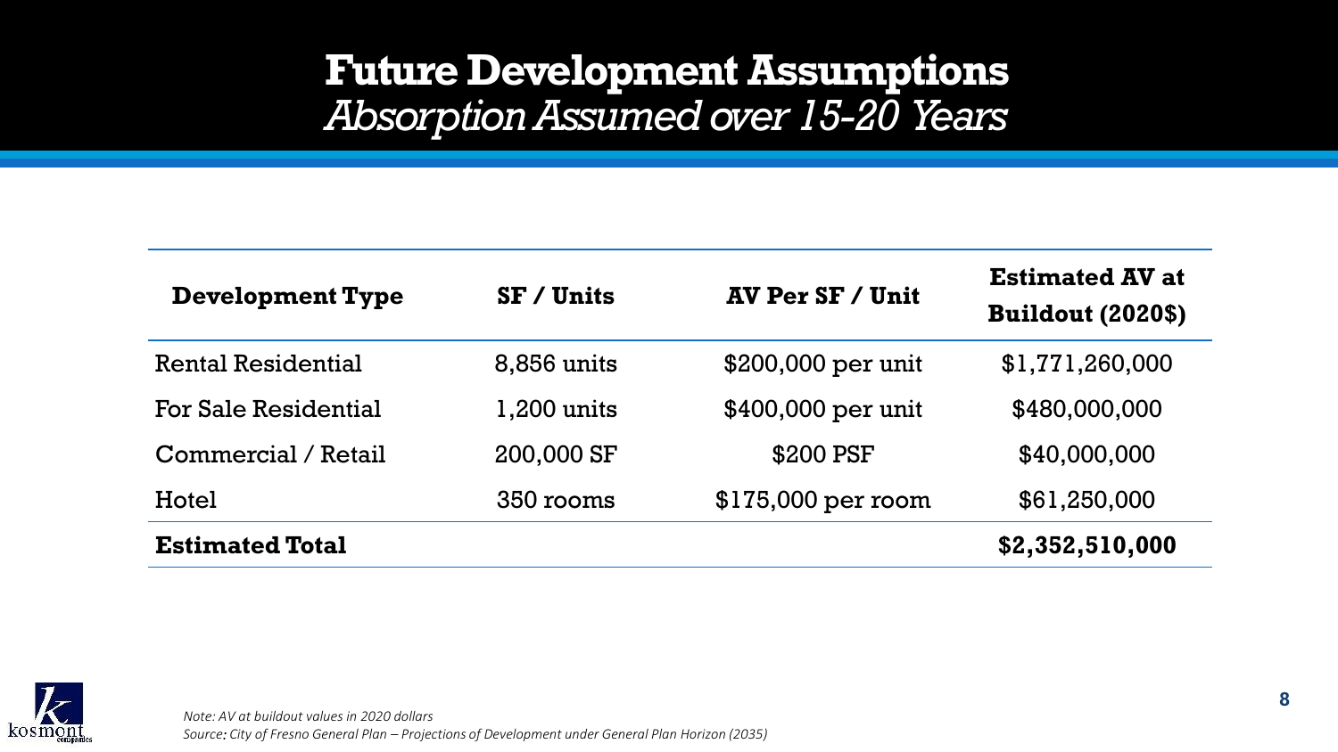# Future Development Assumptions

## *Absorption Assumed over 15-20 Years*

| Development Type | SF / Units | AV Per SF / Unit | Estimated AV at Buildout (2020$) |
|---|---|---|---|
| Rental Residential | 8,856 units | $200,000 per unit | $1,771,260,000 |
| For Sale Residential | 1,200 units | $400,000 per unit | $480,000,000 |
| Commercial / Retail | 200,000 SF | $200 PSF | $40,000,000 |
| Hotel | 350 rooms | $175,000 per room | $61,250,000 |
| **Estimated Total** | | | **$2,352,510,000** |

*Note: AV at buildout values in 2020 dollars*

*Source: City of Fresno General Plan – Projections of Development under General Plan Horizon (2035)*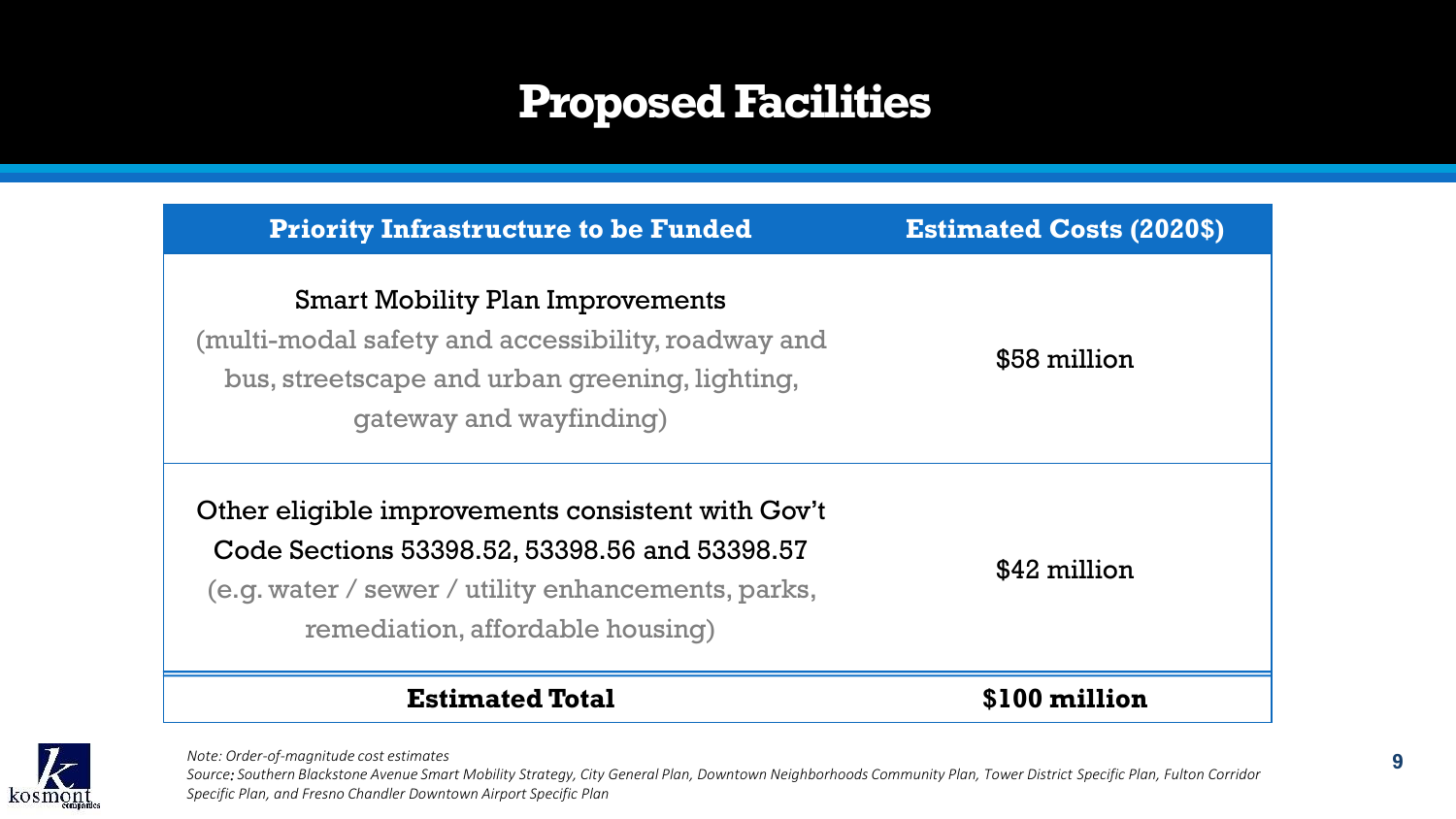# Proposed Facilities

| Priority Infrastructure to be Funded | Estimated Costs (2020$) |
| --- | --- |
| Smart Mobility Plan Improvements (multi-modal safety and accessibility, roadway and bus, streetscape and urban greening, lighting, gateway and wayfinding) | $58 million |
| Other eligible improvements consistent with Gov't Code Sections 53398.52, 53398.56 and 53398.57 (e.g. water / sewer / utility enhancements, parks, remediation, affordable housing) | $42 million |
| **Estimated Total** | **$100 million** |

*Note: Order-of-magnitude cost estimates*

*Source: Southern Blackstone Avenue Smart Mobility Strategy, City General Plan, Downtown Neighborhoods Community Plan, Tower District Specific Plan, Fulton Corridor Specific Plan, and Fresno Chandler Downtown Airport Specific Plan*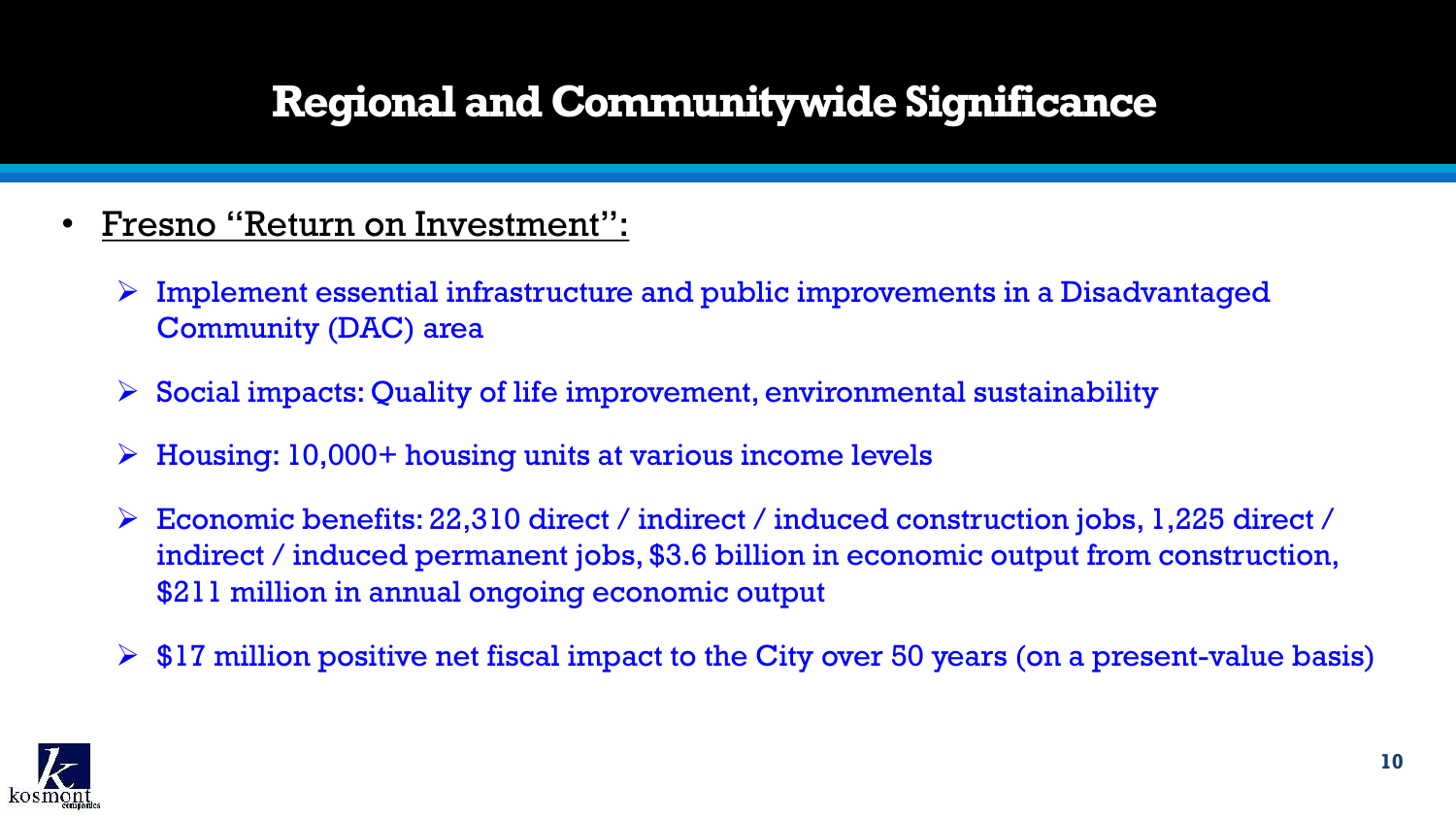# Regional and Communitywide Significance

- <u>Fresno "Return on Investment":</u>
  - Implement essential infrastructure and public improvements in a Disadvantaged Community (DAC) area
  - Social impacts: Quality of life improvement, environmental sustainability
  - Housing: 10,000+ housing units at various income levels
  - Economic benefits: 22,310 direct / indirect / induced construction jobs, 1,225 direct / indirect / induced permanent jobs, $3.6 billion in economic output from construction, $211 million in annual ongoing economic output
  - $17 million positive net fiscal impact to the City over 50 years (on a present-value basis)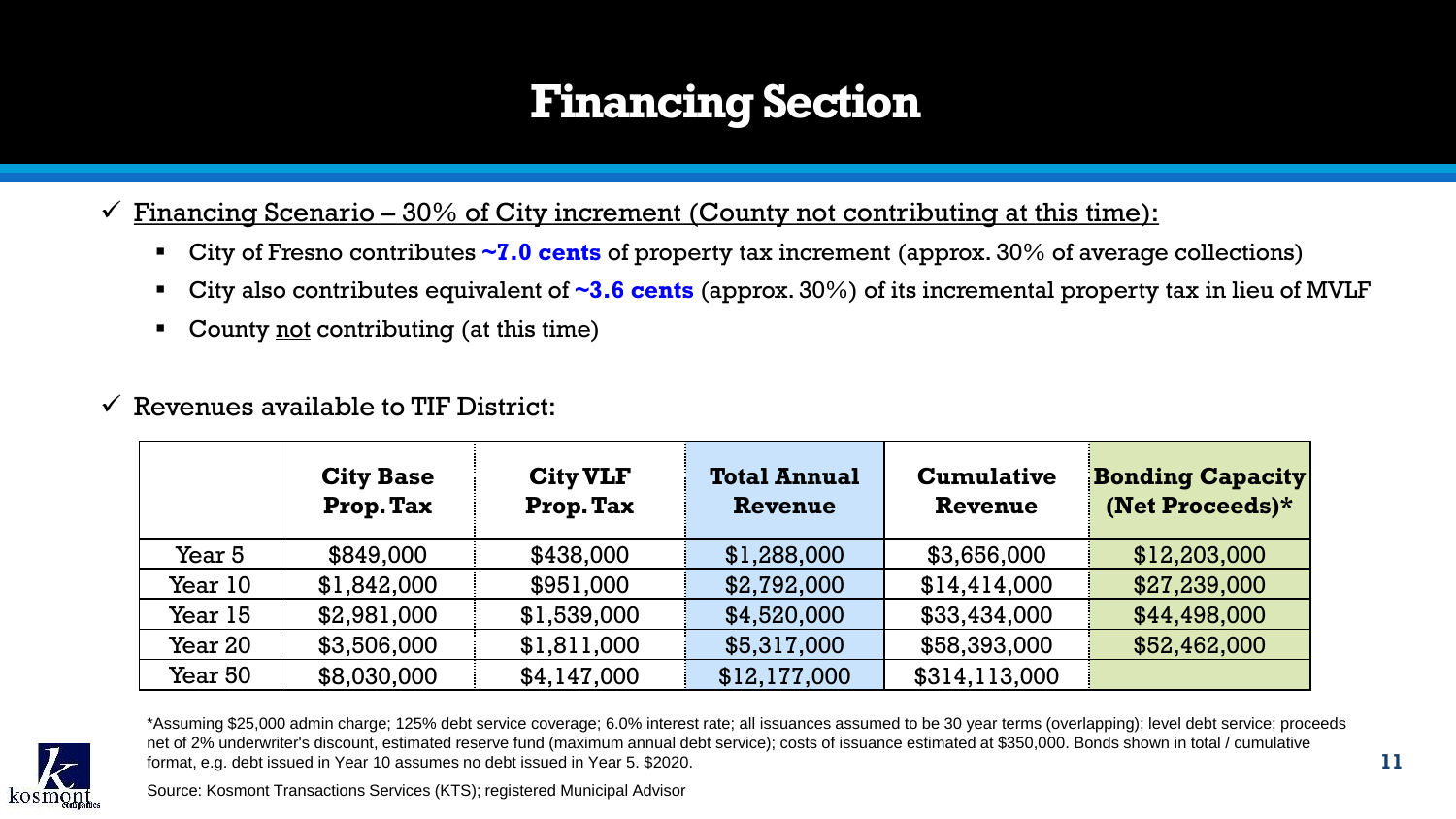# Financing Section

- ✓ <u>Financing Scenario – 30% of City increment (County not contributing at this time):</u>
  - City of Fresno contributes **~7.0 cents** of property tax increment (approx. 30% of average collections)
  - City also contributes equivalent of **~3.6 cents** (approx. 30%) of its incremental property tax in lieu of MVLF
  - County <u>not</u> contributing (at this time)

- ✓ Revenues available to TIF District:

| | **City Base Prop. Tax** | **City VLF Prop. Tax** | **Total Annual Revenue** | **Cumulative Revenue** | **Bonding Capacity (Net Proceeds)*** |
|---|---|---|---|---|---|
| Year 5 | $849,000 | $438,000 | $1,288,000 | $3,656,000 | $12,203,000 |
| Year 10 | $1,842,000 | $951,000 | $2,792,000 | $14,414,000 | $27,239,000 |
| Year 15 | $2,981,000 | $1,539,000 | $4,520,000 | $33,434,000 | $44,498,000 |
| Year 20 | $3,506,000 | $1,811,000 | $5,317,000 | $58,393,000 | $52,462,000 |
| Year 50 | $8,030,000 | $4,147,000 | $12,177,000 | $314,113,000 | |

*Assuming $25,000 admin charge; 125% debt service coverage; 6.0% interest rate; all issuances assumed to be 30 year terms (overlapping); level debt service; proceeds net of 2% underwriter's discount, estimated reserve fund (maximum annual debt service); costs of issuance estimated at $350,000. Bonds shown in total / cumulative format, e.g. debt issued in Year 10 assumes no debt issued in Year 5. $2020.

Source: Kosmont Transactions Services (KTS); registered Municipal Advisor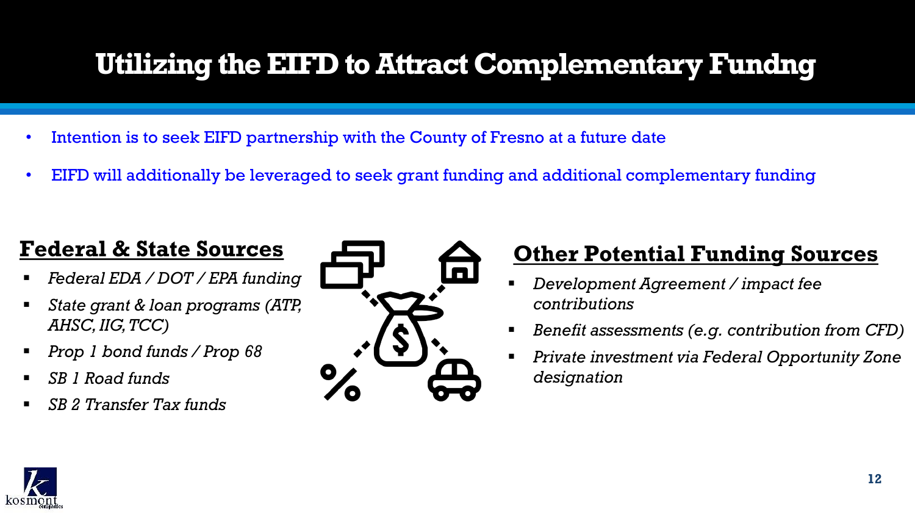# Utilizing the EIFD to Attract Complementary Fundng

- Intention is to seek EIFD partnership with the County of Fresno at a future date
- EIFD will additionally be leveraged to seek grant funding and additional complementary funding

## Federal & State Sources

- *Federal EDA / DOT / EPA funding*
- *State grant & loan programs (ATP, AHSC, IIG, TCC)*
- *Prop 1 bond funds / Prop 68*
- *SB 1 Road funds*
- *SB 2 Transfer Tax funds*

## Other Potential Funding Sources

- *Development Agreement / impact fee contributions*
- *Benefit assessments (e.g. contribution from CFD)*
- *Private investment via Federal Opportunity Zone designation*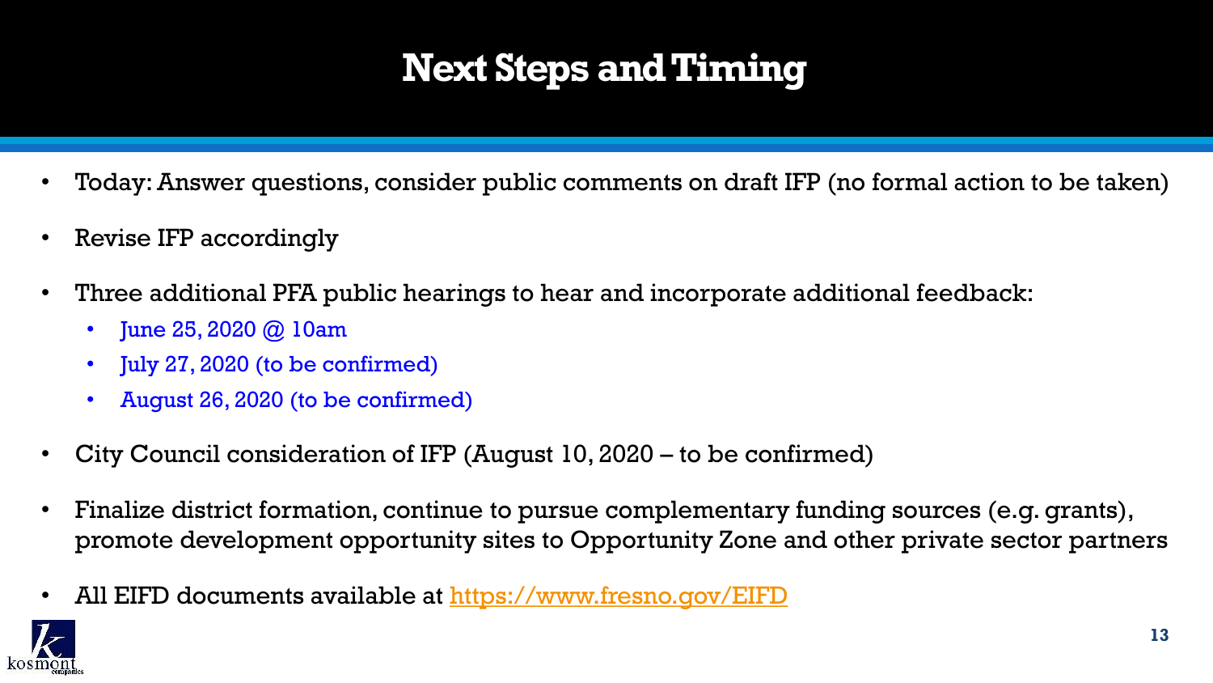# Next Steps and Timing

- Today: Answer questions, consider public comments on draft IFP (no formal action to be taken)
- Revise IFP accordingly
- Three additional PFA public hearings to hear and incorporate additional feedback:
  - June 25, 2020 @ 10am
  - July 27, 2020 (to be confirmed)
  - August 26, 2020 (to be confirmed)
- City Council consideration of IFP (August 10, 2020 – to be confirmed)
- Finalize district formation, continue to pursue complementary funding sources (e.g. grants), promote development opportunity sites to Opportunity Zone and other private sector partners
- All EIFD documents available at https://www.fresno.gov/EIFD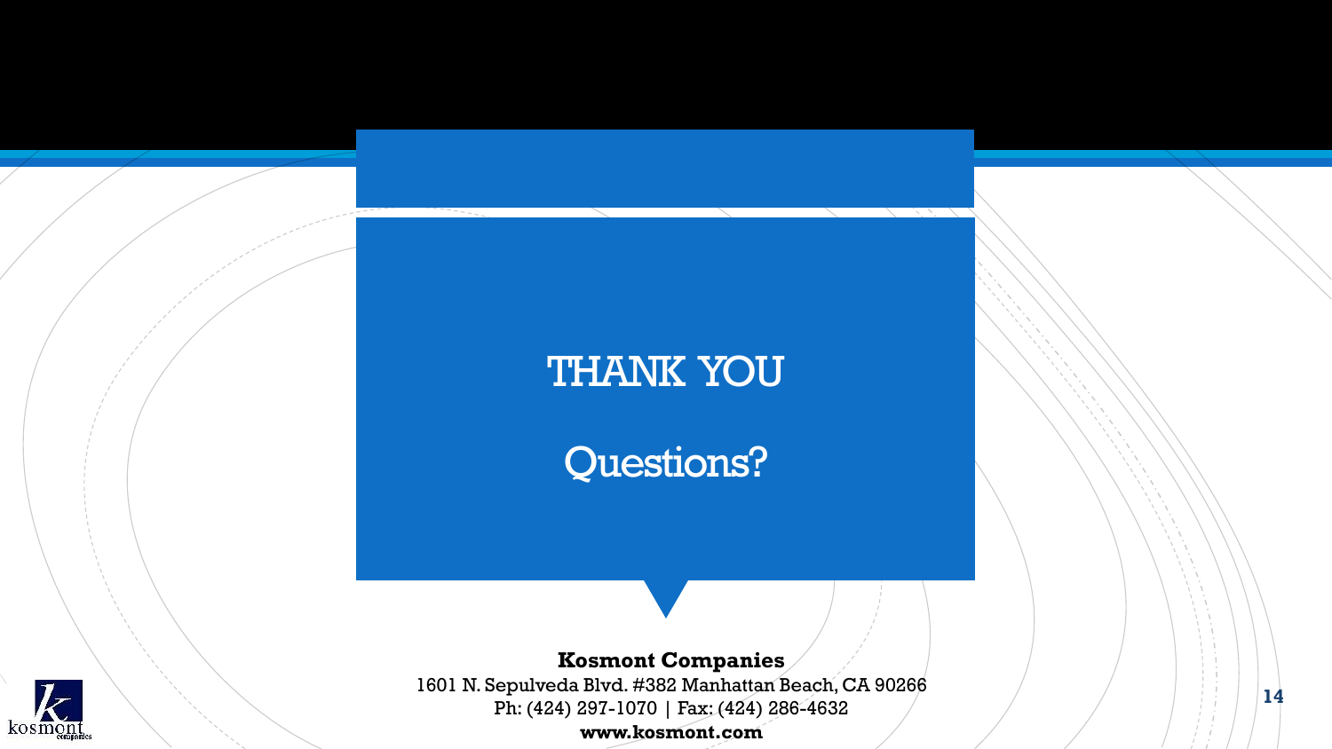# THANK YOU

# Questions?

**Kosmont Companies**
1601 N. Sepulveda Blvd. #382 Manhattan Beach, CA 90266
Ph: (424) 297-1070 | Fax: (424) 286-4632
**www.kosmont.com**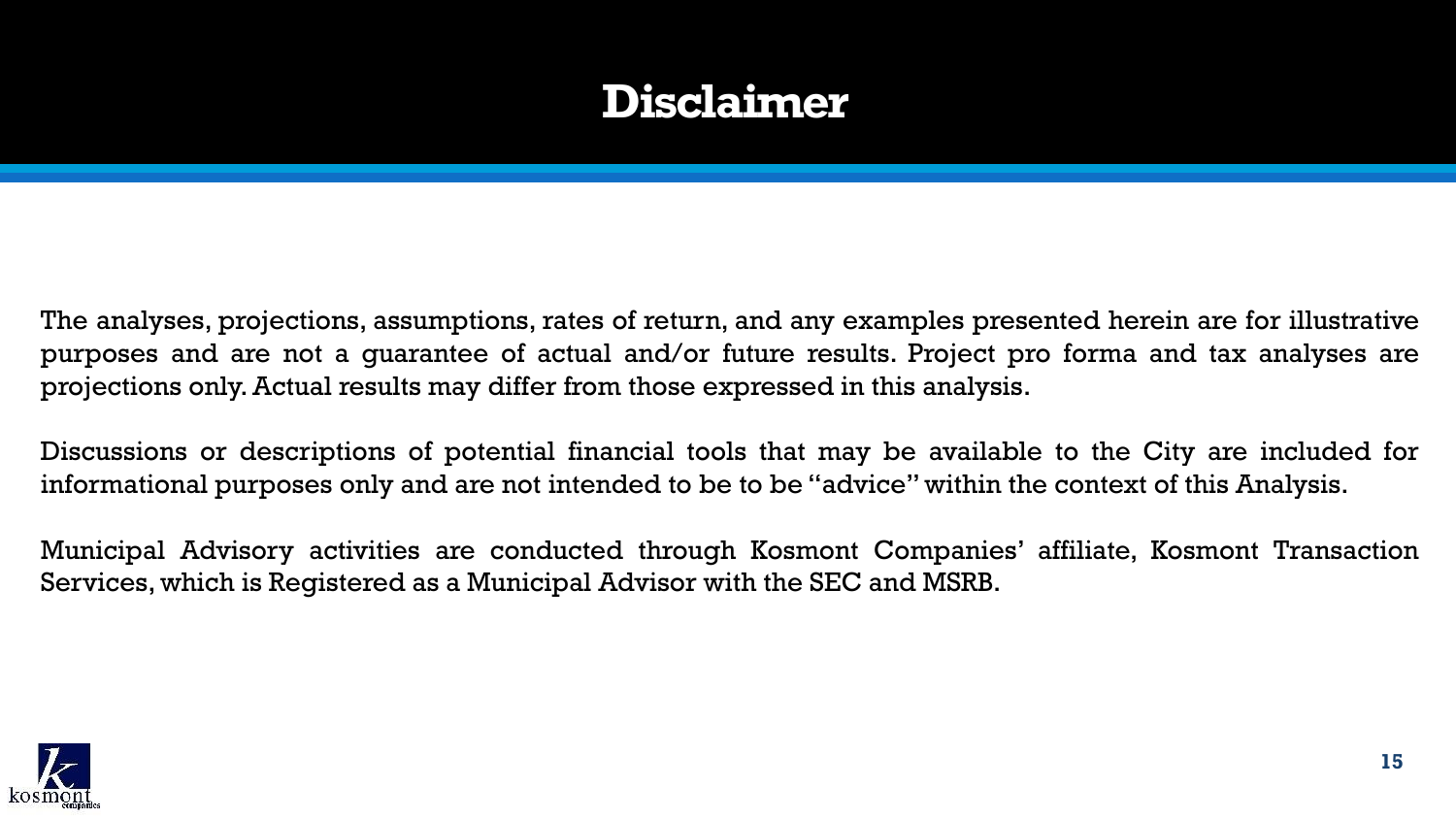# Disclaimer

The analyses, projections, assumptions, rates of return, and any examples presented herein are for illustrative purposes and are not a guarantee of actual and/or future results. Project pro forma and tax analyses are projections only. Actual results may differ from those expressed in this analysis.

Discussions or descriptions of potential financial tools that may be available to the City are included for informational purposes only and are not intended to be to be "advice" within the context of this Analysis.

Municipal Advisory activities are conducted through Kosmont Companies' affiliate, Kosmont Transaction Services, which is Registered as a Municipal Advisor with the SEC and MSRB.